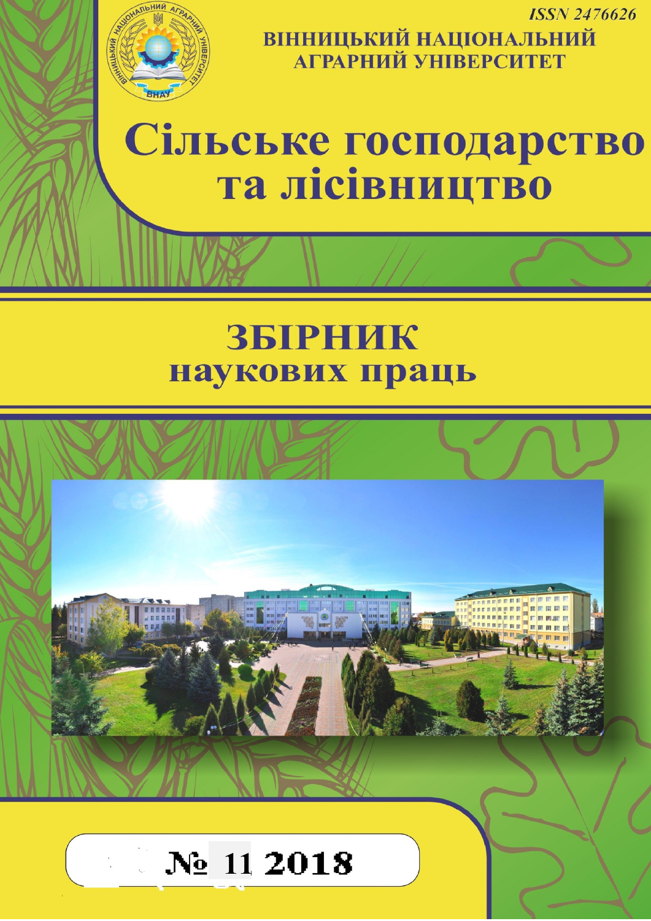ISSN 2476626

ВІННИЦЬКИЙ НАЦІОНАЛЬНИЙ АГРАРНИЙ УНІВЕРСИТЕТ

# Сільське господарство та лісівництво

## ЗБІРНИК наукових праць

№ 11 2018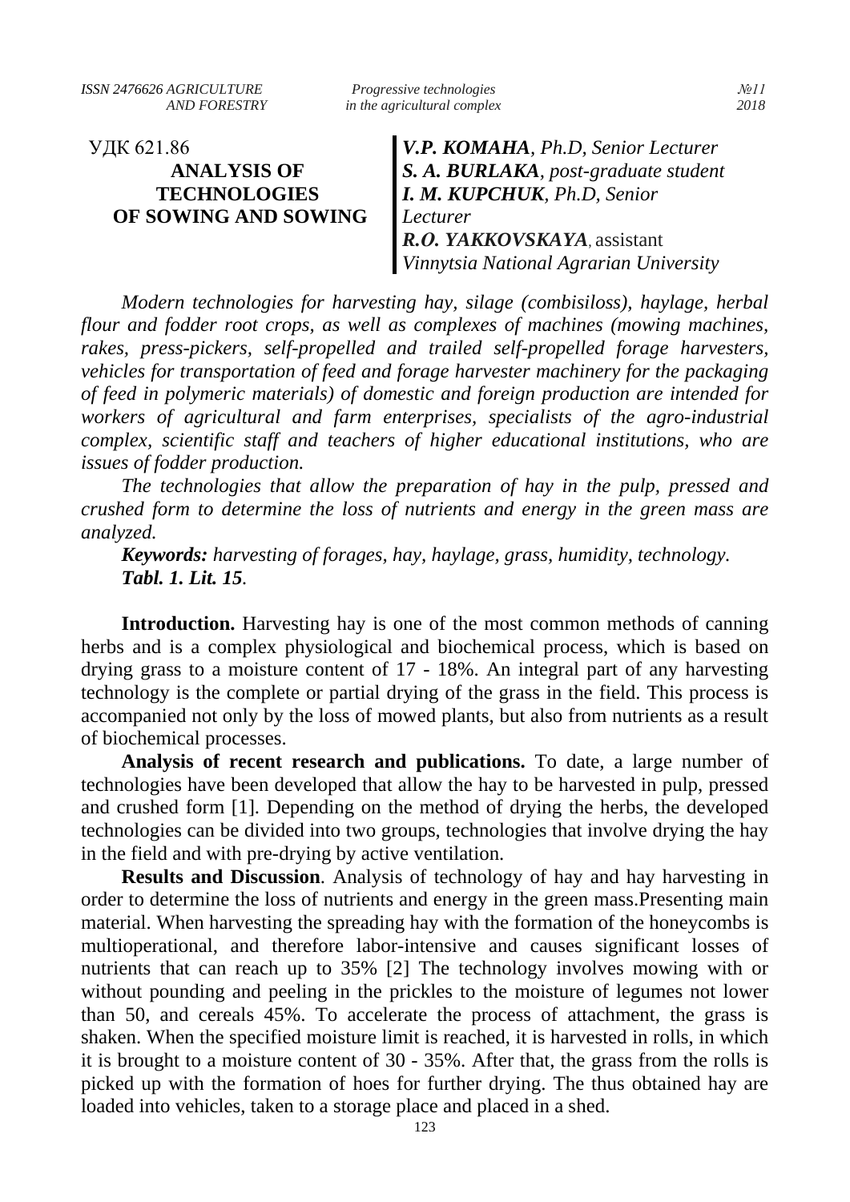УДК 621.86

# ANALYSIS OF TECHNOLOGIES OF SOWING AND SOWING

***V.P. KOMAHA**, Ph.D, Senior Lecturer*
***S. A. BURLAKA**, post-graduate student*
***I. M. KUPCHUK**, Ph.D, Senior Lecturer*
***R.O. YAKKOVSKAYA**,* assistant
*Vinnytsia National Agrarian University*

*Modern technologies for harvesting hay, silage (combisiloss), haylage, herbal flour and fodder root crops, as well as complexes of machines (mowing machines, rakes, press-pickers, self-propelled and trailed self-propelled forage harvesters, vehicles for transportation of feed and forage harvester machinery for the packaging of feed in polymeric materials) of domestic and foreign production are intended for workers of agricultural and farm enterprises, specialists of the agro-industrial complex, scientific staff and teachers of higher educational institutions, who are issues of fodder production.*

*The technologies that allow the preparation of hay in the pulp, pressed and crushed form to determine the loss of nutrients and energy in the green mass are analyzed.*

***Keywords:** harvesting of forages, hay, haylage, grass, humidity, technology.*
***Tabl. 1. Lit. 15**.*

**Introduction.** Harvesting hay is one of the most common methods of canning herbs and is a complex physiological and biochemical process, which is based on drying grass to a moisture content of 17 - 18%. An integral part of any harvesting technology is the complete or partial drying of the grass in the field. This process is accompanied not only by the loss of mowed plants, but also from nutrients as a result of biochemical processes.

**Analysis of recent research and publications.** To date, a large number of technologies have been developed that allow the hay to be harvested in pulp, pressed and crushed form [1]. Depending on the method of drying the herbs, the developed technologies can be divided into two groups, technologies that involve drying the hay in the field and with pre-drying by active ventilation.

**Results and Discussion**. Analysis of technology of hay and hay harvesting in order to determine the loss of nutrients and energy in the green mass.Presenting main material. When harvesting the spreading hay with the formation of the honeycombs is multioperational, and therefore labor-intensive and causes significant losses of nutrients that can reach up to 35% [2] The technology involves mowing with or without pounding and peeling in the prickles to the moisture of legumes not lower than 50, and cereals 45%. To accelerate the process of attachment, the grass is shaken. When the specified moisture limit is reached, it is harvested in rolls, in which it is brought to a moisture content of 30 - 35%. After that, the grass from the rolls is picked up with the formation of hoes for further drying. The thus obtained hay are loaded into vehicles, taken to a storage place and placed in a shed.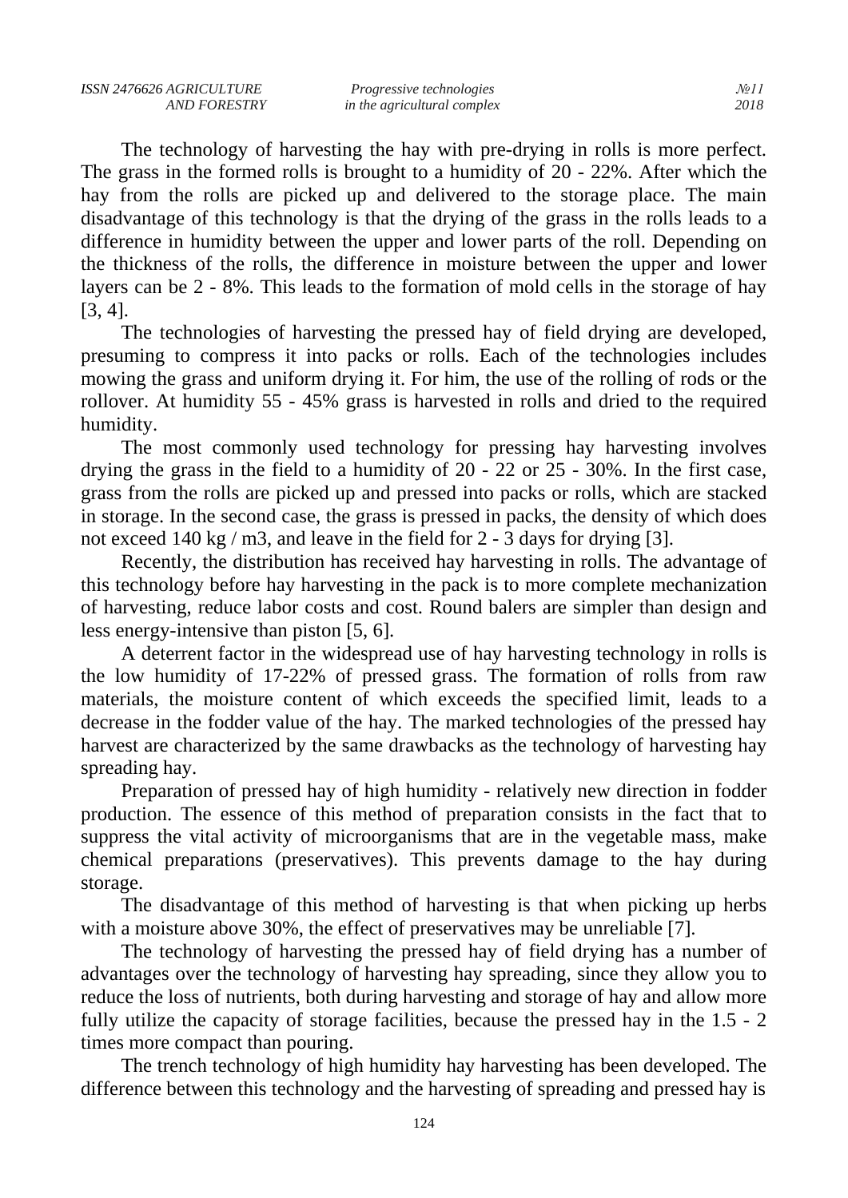The technology of harvesting the hay with pre-drying in rolls is more perfect. The grass in the formed rolls is brought to a humidity of 20 - 22%. After which the hay from the rolls are picked up and delivered to the storage place. The main disadvantage of this technology is that the drying of the grass in the rolls leads to a difference in humidity between the upper and lower parts of the roll. Depending on the thickness of the rolls, the difference in moisture between the upper and lower layers can be 2 - 8%. This leads to the formation of mold cells in the storage of hay [3, 4].

The technologies of harvesting the pressed hay of field drying are developed, presuming to compress it into packs or rolls. Each of the technologies includes mowing the grass and uniform drying it. For him, the use of the rolling of rods or the rollover. At humidity 55 - 45% grass is harvested in rolls and dried to the required humidity.

The most commonly used technology for pressing hay harvesting involves drying the grass in the field to a humidity of 20 - 22 or 25 - 30%. In the first case, grass from the rolls are picked up and pressed into packs or rolls, which are stacked in storage. In the second case, the grass is pressed in packs, the density of which does not exceed 140 kg / m3, and leave in the field for 2 - 3 days for drying [3].

Recently, the distribution has received hay harvesting in rolls. The advantage of this technology before hay harvesting in the pack is to more complete mechanization of harvesting, reduce labor costs and cost. Round balers are simpler than design and less energy-intensive than piston [5, 6].

A deterrent factor in the widespread use of hay harvesting technology in rolls is the low humidity of 17-22% of pressed grass. The formation of rolls from raw materials, the moisture content of which exceeds the specified limit, leads to a decrease in the fodder value of the hay. The marked technologies of the pressed hay harvest are characterized by the same drawbacks as the technology of harvesting hay spreading hay.

Preparation of pressed hay of high humidity - relatively new direction in fodder production. The essence of this method of preparation consists in the fact that to suppress the vital activity of microorganisms that are in the vegetable mass, make chemical preparations (preservatives). This prevents damage to the hay during storage.

The disadvantage of this method of harvesting is that when picking up herbs with a moisture above 30%, the effect of preservatives may be unreliable [7].

The technology of harvesting the pressed hay of field drying has a number of advantages over the technology of harvesting hay spreading, since they allow you to reduce the loss of nutrients, both during harvesting and storage of hay and allow more fully utilize the capacity of storage facilities, because the pressed hay in the 1.5 - 2 times more compact than pouring.

The trench technology of high humidity hay harvesting has been developed. The difference between this technology and the harvesting of spreading and pressed hay is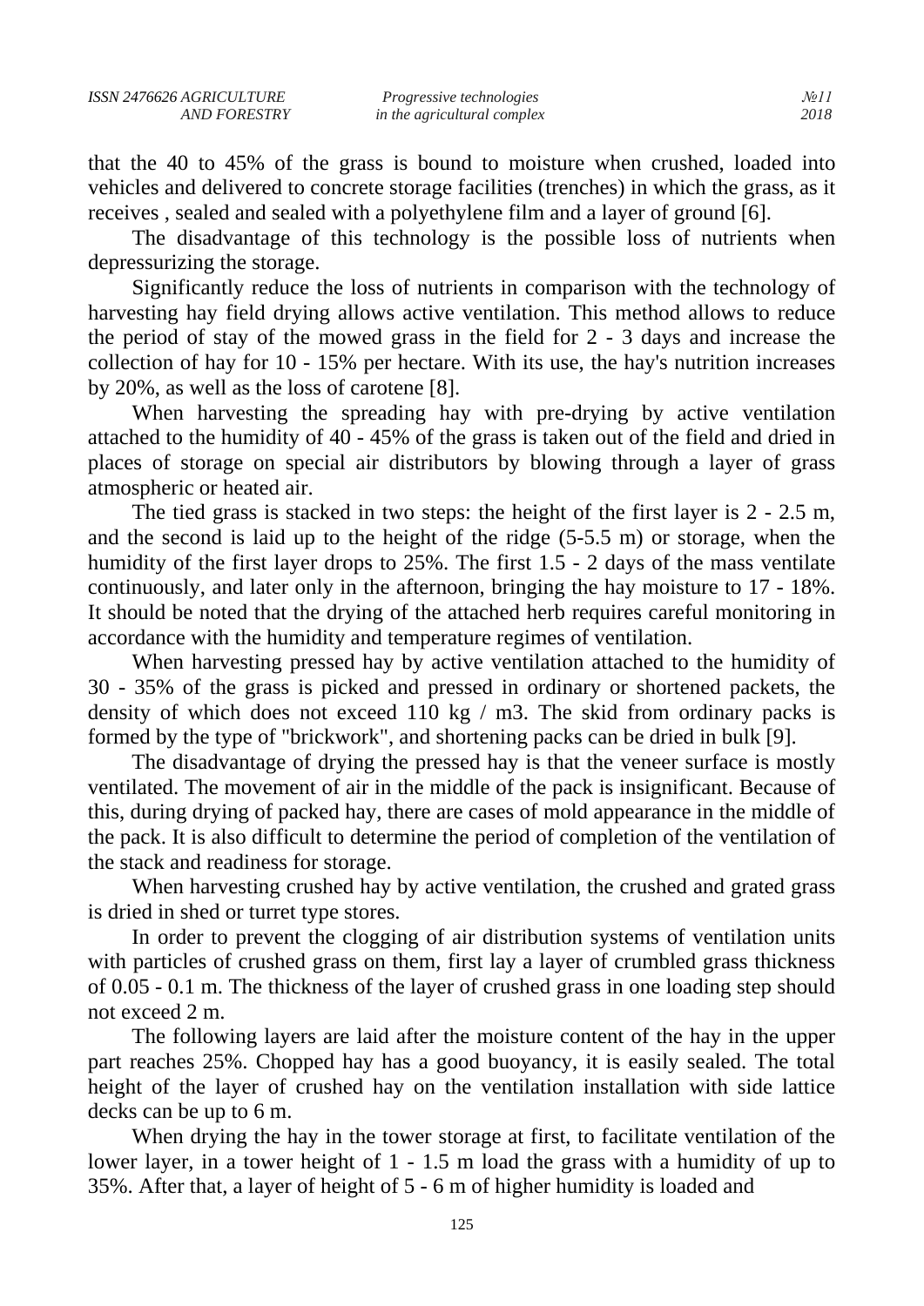that the 40 to 45% of the grass is bound to moisture when crushed, loaded into vehicles and delivered to concrete storage facilities (trenches) in which the grass, as it receives , sealed and sealed with a polyethylene film and a layer of ground [6].

The disadvantage of this technology is the possible loss of nutrients when depressurizing the storage.

Significantly reduce the loss of nutrients in comparison with the technology of harvesting hay field drying allows active ventilation. This method allows to reduce the period of stay of the mowed grass in the field for 2 - 3 days and increase the collection of hay for 10 - 15% per hectare. With its use, the hay's nutrition increases by 20%, as well as the loss of carotene [8].

When harvesting the spreading hay with pre-drying by active ventilation attached to the humidity of 40 - 45% of the grass is taken out of the field and dried in places of storage on special air distributors by blowing through a layer of grass atmospheric or heated air.

The tied grass is stacked in two steps: the height of the first layer is 2 - 2.5 m, and the second is laid up to the height of the ridge (5-5.5 m) or storage, when the humidity of the first layer drops to 25%. The first 1.5 - 2 days of the mass ventilate continuously, and later only in the afternoon, bringing the hay moisture to 17 - 18%. It should be noted that the drying of the attached herb requires careful monitoring in accordance with the humidity and temperature regimes of ventilation.

When harvesting pressed hay by active ventilation attached to the humidity of 30 - 35% of the grass is picked and pressed in ordinary or shortened packets, the density of which does not exceed 110 kg / m3. The skid from ordinary packs is formed by the type of "brickwork", and shortening packs can be dried in bulk [9].

The disadvantage of drying the pressed hay is that the veneer surface is mostly ventilated. The movement of air in the middle of the pack is insignificant. Because of this, during drying of packed hay, there are cases of mold appearance in the middle of the pack. It is also difficult to determine the period of completion of the ventilation of the stack and readiness for storage.

When harvesting crushed hay by active ventilation, the crushed and grated grass is dried in shed or turret type stores.

In order to prevent the clogging of air distribution systems of ventilation units with particles of crushed grass on them, first lay a layer of crumbled grass thickness of 0.05 - 0.1 m. The thickness of the layer of crushed grass in one loading step should not exceed 2 m.

The following layers are laid after the moisture content of the hay in the upper part reaches 25%. Chopped hay has a good buoyancy, it is easily sealed. The total height of the layer of crushed hay on the ventilation installation with side lattice decks can be up to 6 m.

When drying the hay in the tower storage at first, to facilitate ventilation of the lower layer, in a tower height of 1 - 1.5 m load the grass with a humidity of up to 35%. After that, a layer of height of 5 - 6 m of higher humidity is loaded and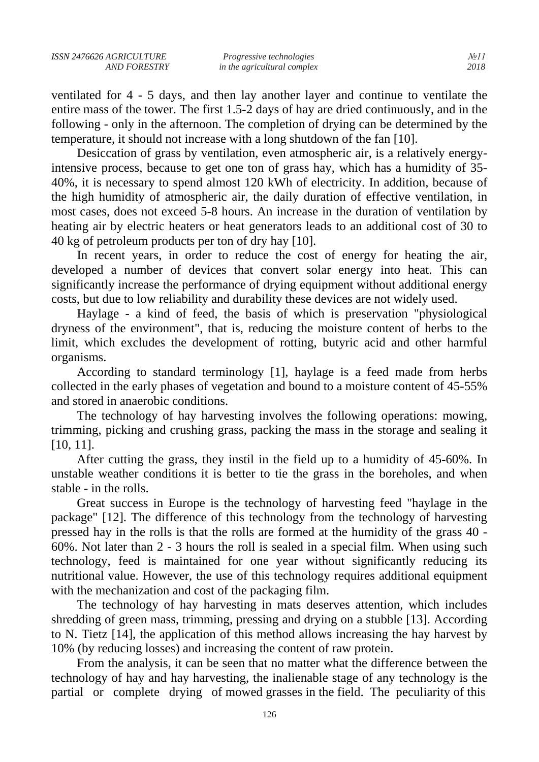ventilated for 4 - 5 days, and then lay another layer and continue to ventilate the entire mass of the tower. The first 1.5-2 days of hay are dried continuously, and in the following - only in the afternoon. The completion of drying can be determined by the temperature, it should not increase with a long shutdown of the fan [10].

Desiccation of grass by ventilation, even atmospheric air, is a relatively energy-intensive process, because to get one ton of grass hay, which has a humidity of 35-40%, it is necessary to spend almost 120 kWh of electricity. In addition, because of the high humidity of atmospheric air, the daily duration of effective ventilation, in most cases, does not exceed 5-8 hours. An increase in the duration of ventilation by heating air by electric heaters or heat generators leads to an additional cost of 30 to 40 kg of petroleum products per ton of dry hay [10].

In recent years, in order to reduce the cost of energy for heating the air, developed a number of devices that convert solar energy into heat. This can significantly increase the performance of drying equipment without additional energy costs, but due to low reliability and durability these devices are not widely used.

Haylage - a kind of feed, the basis of which is preservation "physiological dryness of the environment", that is, reducing the moisture content of herbs to the limit, which excludes the development of rotting, butyric acid and other harmful organisms.

According to standard terminology [1], haylage is a feed made from herbs collected in the early phases of vegetation and bound to a moisture content of 45-55% and stored in anaerobic conditions.

The technology of hay harvesting involves the following operations: mowing, trimming, picking and crushing grass, packing the mass in the storage and sealing it [10, 11].

After cutting the grass, they instil in the field up to a humidity of 45-60%. In unstable weather conditions it is better to tie the grass in the boreholes, and when stable - in the rolls.

Great success in Europe is the technology of harvesting feed "haylage in the package" [12]. The difference of this technology from the technology of harvesting pressed hay in the rolls is that the rolls are formed at the humidity of the grass 40 - 60%. Not later than 2 - 3 hours the roll is sealed in a special film. When using such technology, feed is maintained for one year without significantly reducing its nutritional value. However, the use of this technology requires additional equipment with the mechanization and cost of the packaging film.

The technology of hay harvesting in mats deserves attention, which includes shredding of green mass, trimming, pressing and drying on a stubble [13]. According to N. Tietz [14], the application of this method allows increasing the hay harvest by 10% (by reducing losses) and increasing the content of raw protein.

From the analysis, it can be seen that no matter what the difference between the technology of hay and hay harvesting, the inalienable stage of any technology is the partial or complete drying of mowed grasses in the field. The peculiarity of this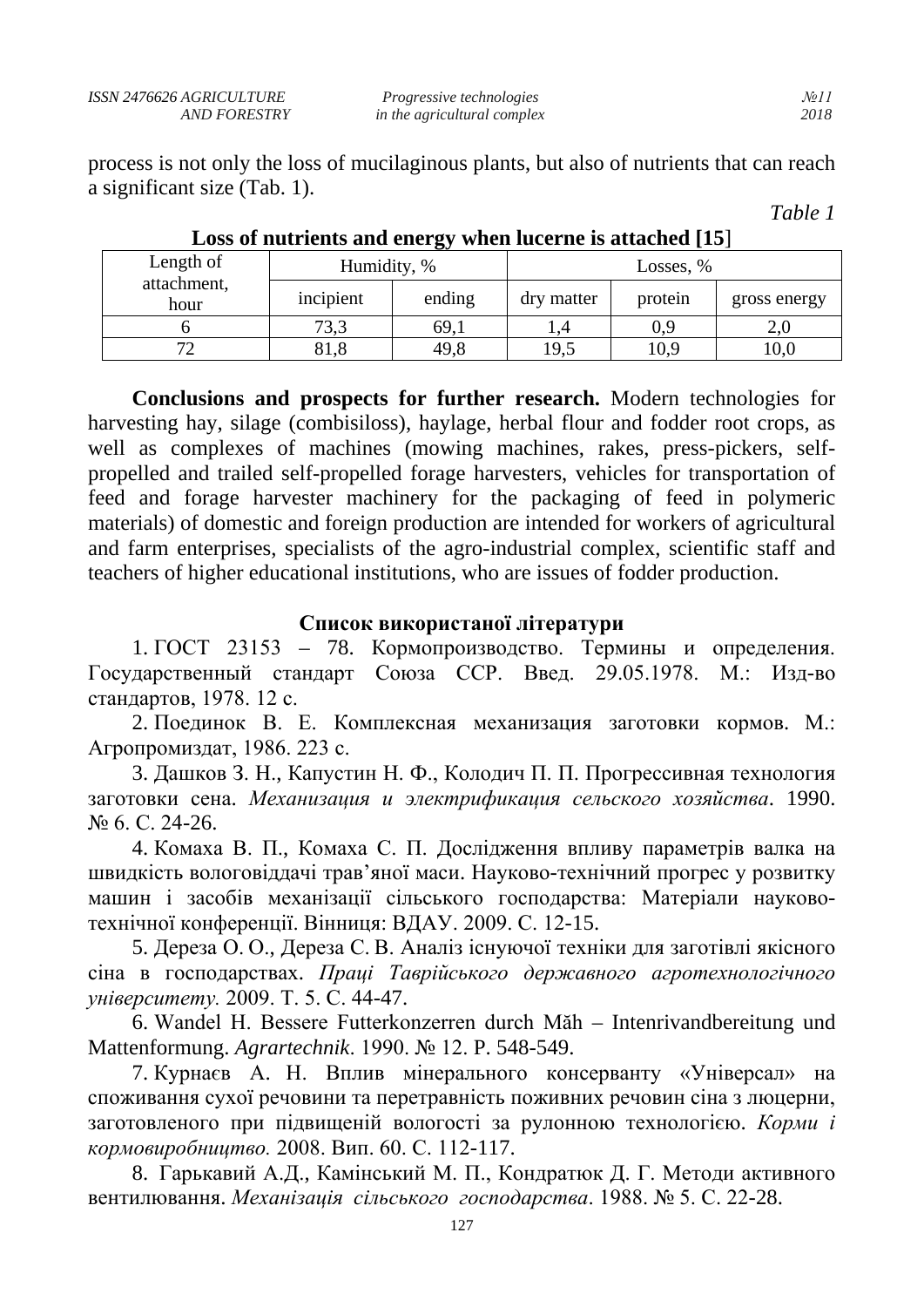process is not only the loss of mucilaginous plants, but also of nutrients that can reach a significant size (Tab. 1).

*Table 1*

**Loss of nutrients and energy when lucerne is attached [15]**

| Length of attachment, hour | Humidity, % | | Losses, % | | |
|---|---|---|---|---|---|
| | incipient | ending | dry matter | protein | gross energy |
| 6 | 73,3 | 69,1 | 1,4 | 0,9 | 2,0 |
| 72 | 81,8 | 49,8 | 19,5 | 10,9 | 10,0 |

**Conclusions and prospects for further research.** Modern technologies for harvesting hay, silage (combisiloss), haylage, herbal flour and fodder root crops, as well as complexes of machines (mowing machines, rakes, press-pickers, self-propelled and trailed self-propelled forage harvesters, vehicles for transportation of feed and forage harvester machinery for the packaging of feed in polymeric materials) of domestic and foreign production are intended for workers of agricultural and farm enterprises, specialists of the agro-industrial complex, scientific staff and teachers of higher educational institutions, who are issues of fodder production.

## Список використаної літератури

1. ГОСТ 23153 – 78. Кормопроизводство. Термины и определения. Государственный стандарт Союза ССР. Введ. 29.05.1978. М.: Изд-во стандартов, 1978. 12 с.

2. Поединок В. Е. Комплексная механизация заготовки кормов. М.: Агропромиздат, 1986. 223 с.

3. Дашков З. Н., Капустин Н. Ф., Колодич П. П. Прогрессивная технология заготовки сена. *Механизация и электрификация сельского хозяйства*. 1990. № 6. С. 24-26.

4. Комаха В. П., Комаха С. П. Дослідження впливу параметрів валка на швидкість вологовіддачі трав'яної маси. Науково-технічний прогрес у розвитку машин і засобів механізації сільського господарства: Матеріали науково-технічної конференції. Вінниця: ВДАУ. 2009. С. 12-15.

5. Дереза О. О., Дереза С. В. Аналіз існуючої техніки для заготівлі якісного сіна в господарствах. *Праці Таврійського державного агротехнологічного університету.* 2009. Т. 5. С. 44-47.

6. Wandel H. Bessere Futterkonzerren durch Măh – Intenrivandbereitung und Mattenformung. *Agrartechnik*. 1990. № 12. P. 548-549.

7. Курнаєв А. Н. Вплив мінерального консерванту «Універсал» на споживання сухої речовини та перетравність поживних речовин сіна з люцерни, заготовленого при підвищеній вологості за рулонною технологією. *Корми і кормовиробництво.* 2008. Вип. 60. С. 112-117.

8. Гарькавий А.Д., Камінський М. П., Кондратюк Д. Г. Методи активного вентилювання. *Механізація сільського господарства*. 1988. № 5. С. 22-28.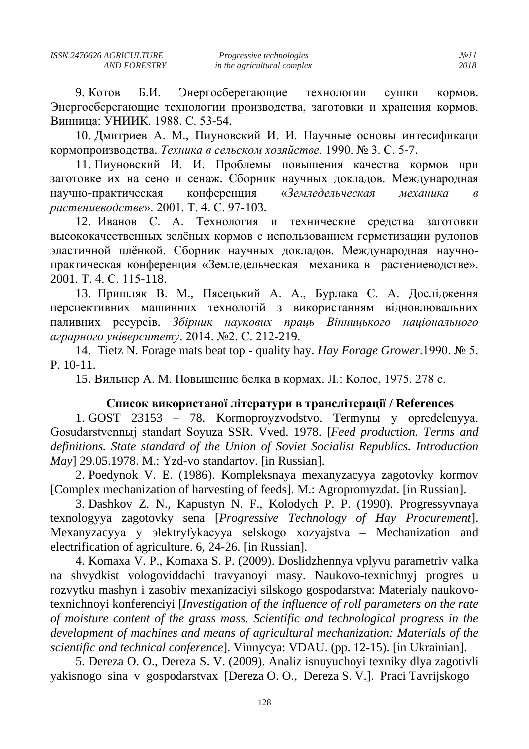9. Котов Б.И. Энергосберегающие технологии сушки кормов. Энергосберегающие технологии производства, заготовки и хранения кормов. Винница: УНИИК. 1988. С. 53-54.

10. Дмитриев А. М., Пиуновский И. И. Научные основы интесификаци кормопроизводства. *Техника в сельском хозяйстве.* 1990. № 3. С. 5-7.

11. Пиуновский И. И. Проблемы повышения качества кормов при заготовке их на сено и сенаж. Сборник научных докладов. Международная научно-практическая конференция «*Земледельческая механика в растениеводстве*». 2001. Т. 4. С. 97-103.

12. Иванов С. А. Технология и технические средства заготовки высококачественных зелёных кормов с использованием герметизации рулонов эластичной плёнкой. Сборник научных докладов. Международная научно-практическая конференция «Земледельческая механика в растениеводстве». 2001. Т. 4. С. 115-118.

13. Пришляк В. М., Пясецький А. А., Бурлака С. А. Дослідження перспективних машинних технологій з використанням відновлювальних паливних ресурсів. *Збірник наукових праць Вінницького національного аграрного університету*. 2014. №2. С. 212-219.

14. Tietz N. Forage mats beat top - quality hay. *Hay Forage Grower*.1990. № 5. P. 10-11.

15. Вильнер А. М. Повышение белка в кормах. Л.: Колос, 1975. 278 с.

**Список використаної літератури в транслітерації / References**

1. GOST 23153 – 78. Kormoproyzvodstvo. Termynы y opredelenyya. Gosudarstvennыj standart Soyuza SSR. Vved. 1978. [*Feed production. Terms and definitions. State standard of the Union of Soviet Socialist Republics. Introduction May*] 29.05.1978. M.: Yzd-vo standartov. [in Russian].

2. Poedynok V. E. (1986). Kompleksnaya mexanyzacyya zagotovky kormov [Complex mechanization of harvesting of feeds]. M.: Agropromyzdat. [in Russian].

3. Dashkov Z. N., Kapustyn N. F., Kolodych P. P. (1990). Progressyvnaya texnologyya zagotovky sena [*Progressive Technology of Hay Procurement*]. Mexanyzacyya y эlektryfykacyya selskogo xozyajstva – Mechanization and electrification of agriculture. 6, 24-26. [in Russian].

4. Komaxa V. P., Komaxa S. P. (2009). Doslidzhennya vplyvu parametriv valka na shvydkist vologoviddachi travyanoyi masy. Naukovo-texnichnyj progres u rozvytku mashyn i zasobiv mexanizaciyi silskogo gospodarstva: Materialy naukovo-texnichnoyi konferenciyi [*Investigation of the influence of roll parameters on the rate of moisture content of the grass mass. Scientific and technological progress in the development of machines and means of agricultural mechanization: Materials of the scientific and technical conference*]. Vinnycya: VDAU. (pp. 12-15). [in Ukrainian].

5. Dereza O. O., Dereza S. V. (2009). Analiz isnuyuchoyi texniky dlya zagotivli yakisnogo sina v gospodarstvax [Dereza O. O., Dereza S. V.]. Praci Tavrijskogo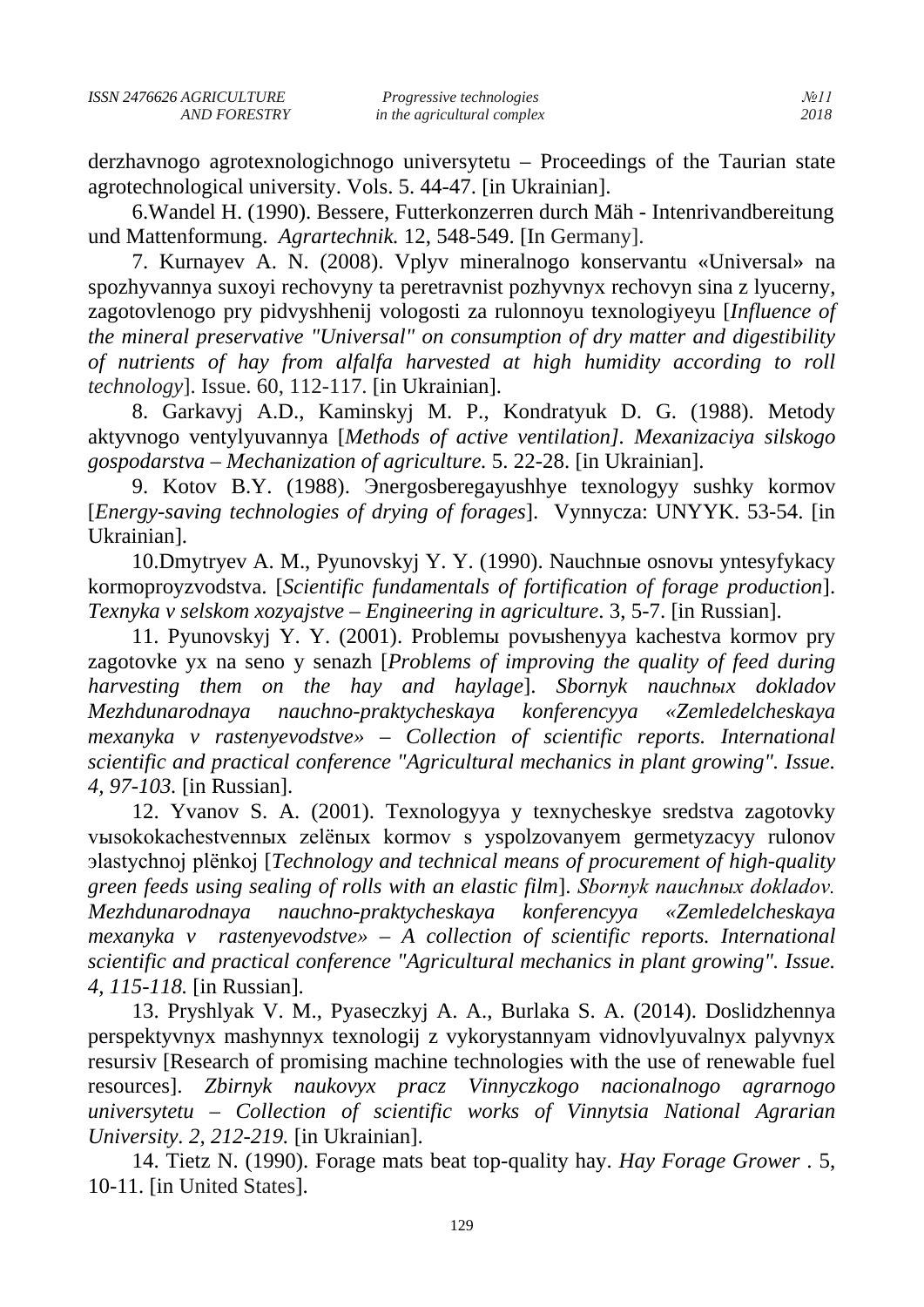derzhavnogo agrotexnologichnogo universytetu – Proceedings of the Taurian state agrotechnological university. Vols. 5. 44-47. [in Ukrainian].

6.Wandel H. (1990). Bessere, Futterkonzerren durch Mäh - Intenrivandbereitung und Mattenformung. *Agrartechnik.* 12, 548-549. [In Germany].

7. Kurnayev A. N. (2008). Vplyv mineralnogo konservantu «Universal» na spozhyvannya suxoyi rechovyny ta peretravnist pozhyvnyx rechovyn sina z lyucerny, zagotovlenogo pry pidvyshhenij vologosti za rulonnoyu texnologiyeyu [*Influence of the mineral preservative "Universal" on consumption of dry matter and digestibility of nutrients of hay from alfalfa harvested at high humidity according to roll technology*]. Issue. 60, 112-117. [in Ukrainian].

8. Garkavyj A.D., Kaminskyj M. P., Kondratyuk D. G. (1988). Metody aktyvnogo ventylyuvannya [*Methods of active ventilation]. Mexanizaciya silskogo gospodarstva – Mechanization of agriculture.* 5. 22-28. [in Ukrainian].

9. Kotov B.Y. (1988). Эnergosberegayushhye texnologyy sushky kormov [*Energy-saving technologies of drying of forages*]. Vynnycza: UNYYK. 53-54. [in Ukrainian].

10.Dmytryev A. M., Pyunovskyj Y. Y. (1990). Nauchnыe osnovы yntesyfykacy kormoproyzvodstva. [*Scientific fundamentals of fortification of forage production*]. *Texnyka v selskom xozyajstve – Engineering in agriculture*. 3, 5-7. [in Russian].

11. Pyunovskyj Y. Y. (2001). Problemы povыshenyya kachestva kormov pry zagotovke yx na seno y senazh [*Problems of improving the quality of feed during harvesting them on the hay and haylage*]. *Sbornyk nauchnых dokladov Mezhdunarodnaya nauchno-praktycheskaya konferencyya «Zemledelcheskaya mexanyka v rastenyevodstve» – Collection of scientific reports. International scientific and practical conference "Agricultural mechanics in plant growing". Issue. 4, 97-103.* [in Russian].

12. Yvanov S. A. (2001). Texnologyya y texnycheskye sredstva zagotovky vыsokokachestvennых zelёnыx kormov s yspolzovanyem germetyzacyy rulonov эlastychnoj plёnkoj [*Technology and technical means of procurement of high-quality green feeds using sealing of rolls with an elastic film*]. *Sbornyk nauchnых dokladov. Mezhdunarodnaya nauchno-praktycheskaya konferencyya «Zemledelcheskaya mexanyka v rastenyevodstve» – A collection of scientific reports. International scientific and practical conference "Agricultural mechanics in plant growing". Issue. 4, 115-118.* [in Russian].

13. Pryshlyak V. M., Pyaseczkyj A. A., Burlaka S. A. (2014). Doslidzhennya perspektyvnyx mashynnyx texnologij z vykorystannyam vidnovlyuvalnyx palyvnyx resursiv [Research of promising machine technologies with the use of renewable fuel resources]. *Zbirnyk naukovyx pracz Vinnyczkogo nacionalnogo agrarnogo universytetu – Collection of scientific works of Vinnytsia National Agrarian University. 2, 212-219.* [in Ukrainian].

14. Tietz N. (1990). Forage mats beat top-quality hay. *Hay Forage Grower* . 5, 10-11. [in United States].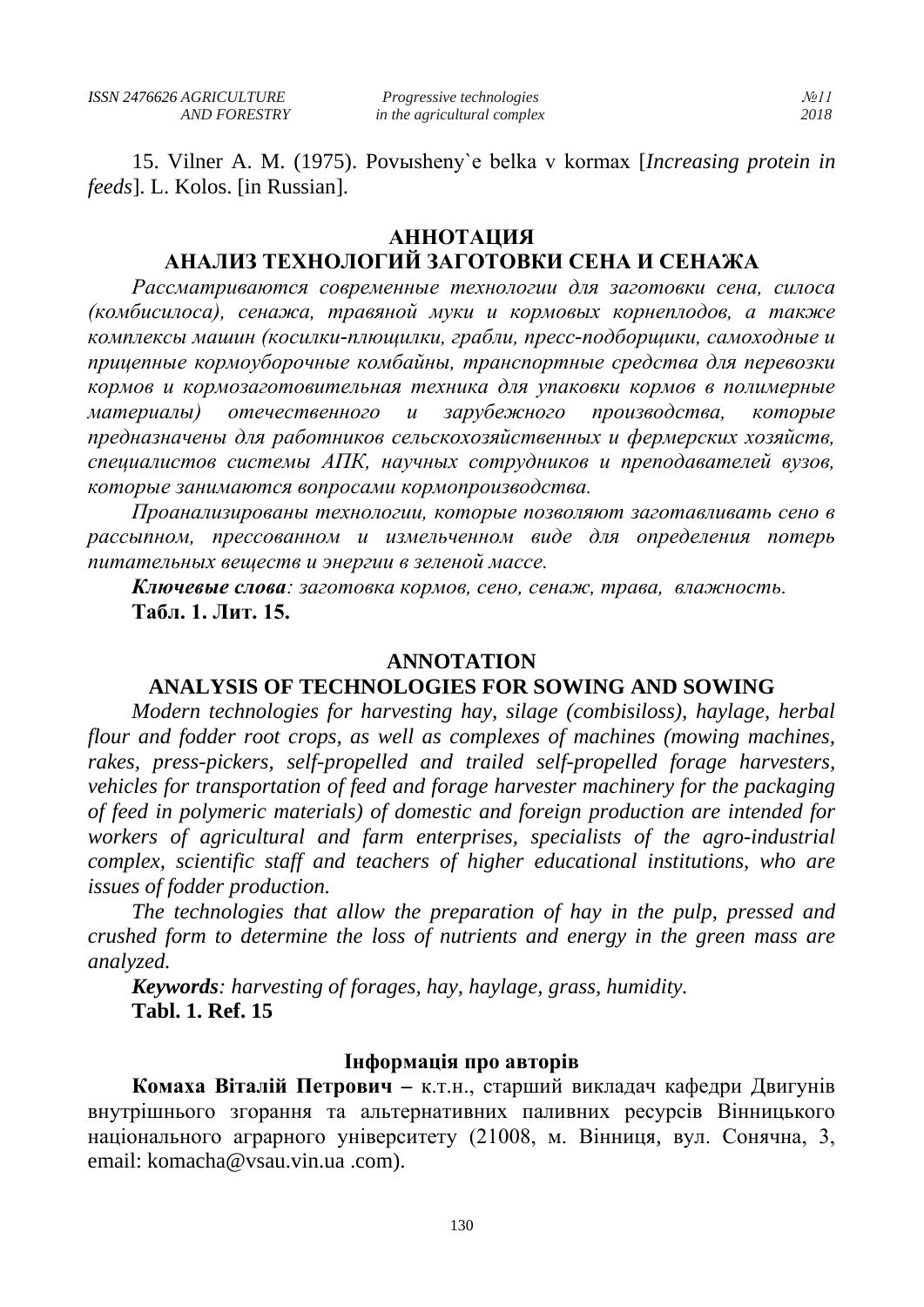15. Vilner A. M. (1975). Povыsheny`e belka v kormax [*Increasing protein in feeds*]. L. Kolos. [in Russian].

## АННОТАЦИЯ
## АНАЛИЗ ТЕХНОЛОГИЙ ЗАГОТОВКИ СЕНА И СЕНАЖА

*Рассматриваются современные технологии для заготовки сена, силоса (комбисилоса), сенажа, травяной муки и кормовых корнеплодов, а также комплексы машин (косилки-плющилки, грабли, пресс-подборщики, самоходные и прицепные кормоуборочные комбайны, транспортные средства для перевозки кормов и кормозаготовительная техника для упаковки кормов в полимерные материалы) отечественного и зарубежного производства, которые предназначены для работников сельскохозяйственных и фермерских хозяйств, специалистов системы АПК, научных сотрудников и преподавателей вузов, которые занимаются вопросами кормопроизводства.*

*Проанализированы технологии, которые позволяют заготавливать сено в рассыпном, прессованном и измельченном виде для определения потерь питательных веществ и энергии в зеленой массе.*

***Ключевые слова**: заготовка кормов, сено, сенаж, трава, влажность.*

**Табл. 1. Лит. 15.**

## ANNOTATION
## ANALYSIS OF TECHNOLOGIES FOR SOWING AND SOWING

*Modern technologies for harvesting hay, silage (combisiloss), haylage, herbal flour and fodder root crops, as well as complexes of machines (mowing machines, rakes, press-pickers, self-propelled and trailed self-propelled forage harvesters, vehicles for transportation of feed and forage harvester machinery for the packaging of feed in polymeric materials) of domestic and foreign production are intended for workers of agricultural and farm enterprises, specialists of the agro-industrial complex, scientific staff and teachers of higher educational institutions, who are issues of fodder production.*

*The technologies that allow the preparation of hay in the pulp, pressed and crushed form to determine the loss of nutrients and energy in the green mass are analyzed.*

***Keywords**: harvesting of forages, hay, haylage, grass, humidity.*

**Tabl. 1. Ref. 15**

### Інформація про авторів

**Комаха Віталій Петрович –** к.т.н., старший викладач кафедри Двигунів внутрішнього згорання та альтернативних паливних ресурсів Вінницького національного аграрного університету (21008, м. Вінниця, вул. Сонячна, 3, email: komacha@vsau.vin.ua .com).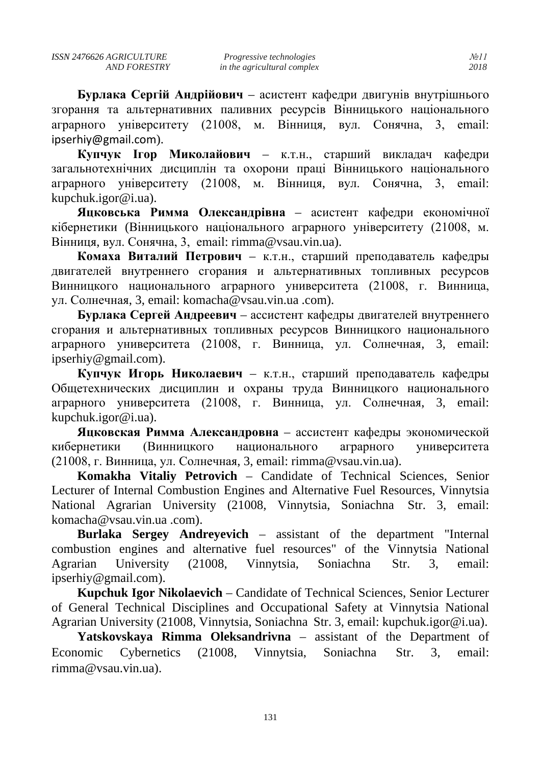**Бурлака Сергій Андрійович** – асистент кафедри двигунів внутрішнього згорання та альтернативних паливних ресурсів Вінницького національного аграрного університету (21008, м. Вінниця, вул. Сонячна, 3, email: ipserhiy@gmail.com).

**Купчук Ігор Миколайович** – к.т.н., старший викладач кафедри загальнотехнічних дисциплін та охорони праці Вінницького національного аграрного університету (21008, м. Вінниця, вул. Сонячна, 3, email: kupchuk.igor@i.ua).

**Яцковська Римма Олександрівна** – асистент кафедри економічної кібернетики (Вінницького національного аграрного університету (21008, м. Вінниця, вул. Сонячна, 3, email: rimma@vsau.vin.ua).

**Комаха Виталий Петрович** – к.т.н., старший преподаватель кафедры двигателей внутреннего сгорания и альтернативных топливных ресурсов Винницкого национального аграрного университета (21008, г. Винница, ул. Солнечная, 3, email: komacha@vsau.vin.ua .com).

**Бурлака Сергей Андреевич** – ассистент кафедры двигателей внутреннего сгорания и альтернативных топливных ресурсов Винницкого национального аграрного университета (21008, г. Винница, ул. Солнечная, 3, email: ipserhiy@gmail.com).

**Купчук Игорь Николаевич** – к.т.н., старший преподаватель кафедры Общетехнических дисциплин и охраны труда Винницкого национального аграрного университета (21008, г. Винница, ул. Солнечная, 3, email: kupchuk.igor@i.ua).

**Яцковская Римма Александровна** – ассистент кафедры экономической кибернетики (Винницкого национального аграрного университета (21008, г. Винница, ул. Солнечная, 3, email: rimma@vsau.vin.ua).

**Komakha Vitaliy Petrovich** – Candidate of Technical Sciences, Senior Lecturer of Internal Combustion Engines and Alternative Fuel Resources, Vinnytsia National Agrarian University (21008, Vinnytsia, Soniachna Str. 3, email: komacha@vsau.vin.ua .com).

**Burlaka Sergey Andreyevich** – assistant of the department "Internal combustion engines and alternative fuel resources" of the Vinnytsia National Agrarian University (21008, Vinnytsia, Soniachna Str. 3, email: ipserhiy@gmail.com).

**Kupchuk Igor Nikolaevich** – Candidate of Technical Sciences, Senior Lecturer of General Technical Disciplines and Occupational Safety at Vinnytsia National Agrarian University (21008, Vinnytsia, Soniachna Str. 3, email: kupchuk.igor@i.ua).

**Yatskovskaya Rimma Oleksandrivna** – assistant of the Department of Economic Cybernetics (21008, Vinnytsia, Soniachna Str. 3, email: rimma@vsau.vin.ua).